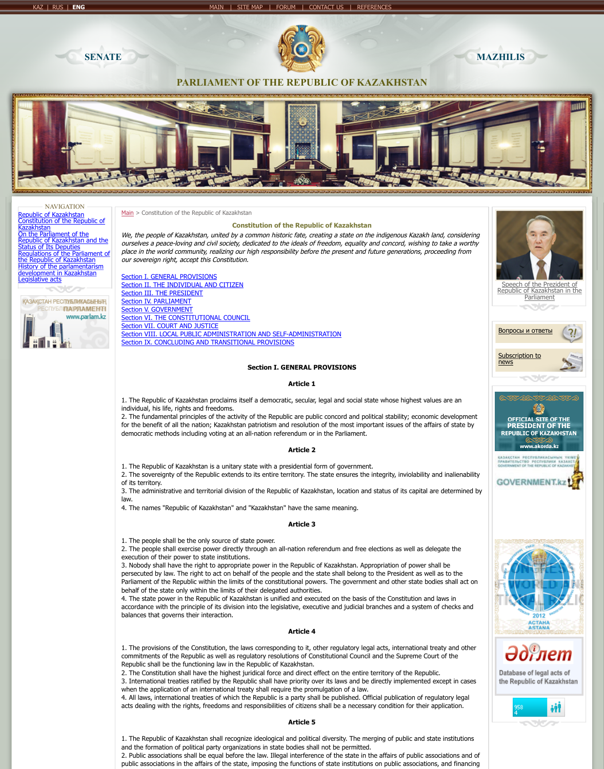KAZ | RUS | ENG

MAIN | SITE MAP | FORUM | CONTACT US | REFERENCES

SENATE

MAZHILIS

PARLIAMENT OF THE REPUBLIC OF KAZAKHSTAN

NAVIGATION

- Republic of Kazakhstan
- Constitution of the Republic of Kazakhstan
- On the Parliament of the Republic of Kazakhstan and the Status of Its Deputies
- Regulations of the Parliament of the Republic of Kazakhstan
- History of the parlamentarism development in Kazakhstan
- Legislative acts

Main > Constitution of the Republic of Kazakhstan

# Constitution of the Republic of Kazakhstan

*We, the people of Kazakhstan, united by a common historic fate, creating a state on the indigenous Kazakh land, considering ourselves a peace-loving and civil society, dedicated to the ideals of freedom, equality and concord, wishing to take a worthy place in the world community, realizing our high responsibility before the present and future generations, proceeding from our sovereign right, accept this Constitution.*

- Section I. GENERAL PROVISIONS
- Section II. THE INDIVIDUAL AND CITIZEN
- Section III. THE PRESIDENT
- Section IV. PARLIAMENT
- Section V. GOVERNMENT
- Section VI. THE CONSTITUTIONAL COUNCIL
- Section VII. COURT AND JUSTICE
- Section VIII. LOCAL PUBLIC ADMINISTRATION AND SELF-ADMINISTRATION
- Section IX. CONCLUDING AND TRANSITIONAL PROVISIONS

## Section I. GENERAL PROVISIONS

### Article 1

1. The Republic of Kazakhstan proclaims itself a democratic, secular, legal and social state whose highest values are an individual, his life, rights and freedoms.
2. The fundamental principles of the activity of the Republic are public concord and political stability; economic development for the benefit of all the nation; Kazakhstan patriotism and resolution of the most important issues of the affairs of state by democratic methods including voting at an all-nation referendum or in the Parliament.

### Article 2

1. The Republic of Kazakhstan is a unitary state with a presidential form of government.
2. The sovereignty of the Republic extends to its entire territory. The state ensures the integrity, inviolability and inalienability of its territory.
3. The administrative and territorial division of the Republic of Kazakhstan, location and status of its capital are determined by law.
4. The names "Republic of Kazakhstan" and "Kazakhstan" have the same meaning.

### Article 3

1. The people shall be the only source of state power.
2. The people shall exercise power directly through an all-nation referendum and free elections as well as delegate the execution of their power to state institutions.
3. Nobody shall have the right to appropriate power in the Republic of Kazakhstan. Appropriation of power shall be persecuted by law. The right to act on behalf of the people and the state shall belong to the President as well as to the Parliament of the Republic within the limits of the constitutional powers. The government and other state bodies shall act on behalf of the state only within the limits of their delegated authorities.
4. The state power in the Republic of Kazakhstan is unified and executed on the basis of the Constitution and laws in accordance with the principle of its division into the legislative, executive and judicial branches and a system of checks and balances that governs their interaction.

### Article 4

1. The provisions of the Constitution, the laws corresponding to it, other regulatory legal acts, international treaty and other commitments of the Republic as well as regulatory resolutions of Constitutional Council and the Supreme Court of the Republic shall be the functioning law in the Republic of Kazakhstan.
2. The Constitution shall have the highest juridical force and direct effect on the entire territory of the Republic.
3. International treaties ratified by the Republic shall have priority over its laws and be directly implemented except in cases when the application of an international treaty shall require the promulgation of a law.
4. All laws, international treaties of which the Republic is a party shall be published. Official publication of regulatory legal acts dealing with the rights, freedoms and responsibilities of citizens shall be a necessary condition for their application.

### Article 5

1. The Republic of Kazakhstan shall recognize ideological and political diversity. The merging of public and state institutions and the formation of political party organizations in state bodies shall not be permitted.
2. Public associations shall be equal before the law. Illegal interference of the state in the affairs of public associations and of public associations in the affairs of the state, imposing the functions of state institutions on public associations, and financing

Speech of the Prezident of Republic of Kazakhstan in the Parliament

Вопросы и ответы

Subscription to news

OFFICIAL SITE OF THE PRESIDENT OF THE REPUBLIC OF KAZAKHSTAN www.akorda.kz

GOVERNMENT.kz

Database of legal acts of the Republic of Kazakhstan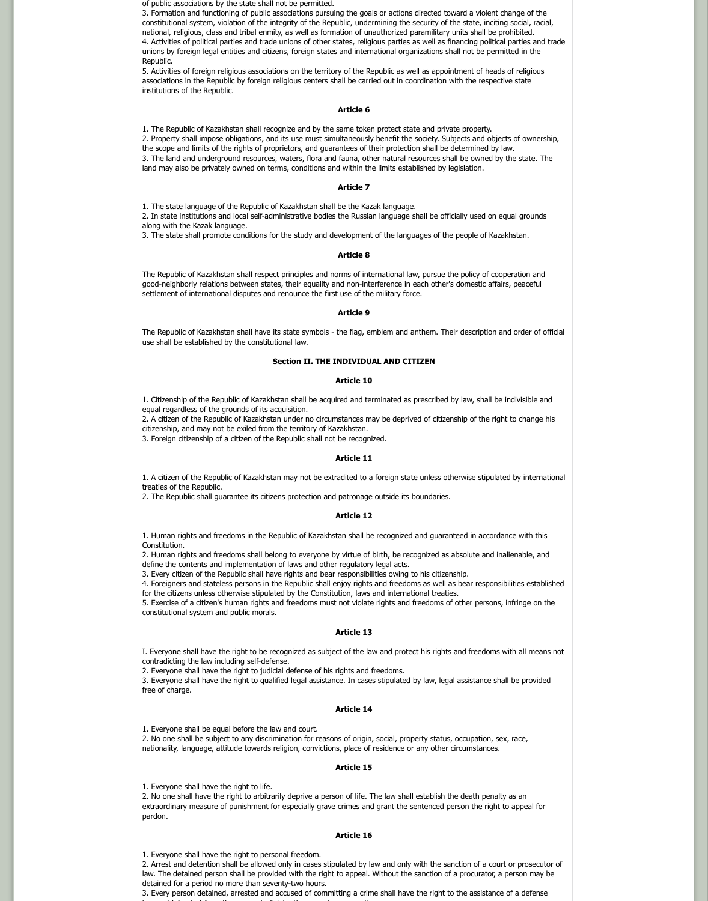of public associations by the state shall not be permitted.
3. Formation and functioning of public associations pursuing the goals or actions directed toward a violent change of the constitutional system, violation of the integrity of the Republic, undermining the security of the state, inciting social, racial, national, religious, class and tribal enmity, as well as formation of unauthorized paramilitary units shall be prohibited.
4. Activities of political parties and trade unions of other states, religious parties as well as financing political parties and trade unions by foreign legal entities and citizens, foreign states and international organizations shall not be permitted in the Republic.
5. Activities of foreign religious associations on the territory of the Republic as well as appointment of heads of religious associations in the Republic by foreign religious centers shall be carried out in coordination with the respective state institutions of the Republic.

**Article 6**

1. The Republic of Kazakhstan shall recognize and by the same token protect state and private property.
2. Property shall impose obligations, and its use must simultaneously benefit the society. Subjects and objects of ownership, the scope and limits of the rights of proprietors, and guarantees of their protection shall be determined by law.
3. The land and underground resources, waters, flora and fauna, other natural resources shall be owned by the state. The land may also be privately owned on terms, conditions and within the limits established by legislation.

**Article 7**

1. The state language of the Republic of Kazakhstan shall be the Kazak language.
2. In state institutions and local self-administrative bodies the Russian language shall be officially used on equal grounds along with the Kazak language.
3. The state shall promote conditions for the study and development of the languages of the people of Kazakhstan.

**Article 8**

The Republic of Kazakhstan shall respect principles and norms of international law, pursue the policy of cooperation and good-neighborly relations between states, their equality and non-interference in each other's domestic affairs, peaceful settlement of international disputes and renounce the first use of the military force.

**Article 9**

The Republic of Kazakhstan shall have its state symbols - the flag, emblem and anthem. Their description and order of official use shall be established by the constitutional law.

## Section II. THE INDIVIDUAL AND CITIZEN

**Article 10**

1. Citizenship of the Republic of Kazakhstan shall be acquired and terminated as prescribed by law, shall be indivisible and equal regardless of the grounds of its acquisition.
2. A citizen of the Republic of Kazakhstan under no circumstances may be deprived of citizenship of the right to change his citizenship, and may not be exiled from the territory of Kazakhstan.
3. Foreign citizenship of a citizen of the Republic shall not be recognized.

**Article 11**

1. A citizen of the Republic of Kazakhstan may not be extradited to a foreign state unless otherwise stipulated by international treaties of the Republic.
2. The Republic shall guarantee its citizens protection and patronage outside its boundaries.

**Article 12**

1. Human rights and freedoms in the Republic of Kazakhstan shall be recognized and guaranteed in accordance with this Constitution.
2. Human rights and freedoms shall belong to everyone by virtue of birth, be recognized as absolute and inalienable, and define the contents and implementation of laws and other regulatory legal acts.
3. Every citizen of the Republic shall have rights and bear responsibilities owing to his citizenship.
4. Foreigners and stateless persons in the Republic shall enjoy rights and freedoms as well as bear responsibilities established for the citizens unless otherwise stipulated by the Constitution, laws and international treaties.
5. Exercise of a citizen's human rights and freedoms must not violate rights and freedoms of other persons, infringe on the constitutional system and public morals.

**Article 13**

I. Everyone shall have the right to be recognized as subject of the law and protect his rights and freedoms with all means not contradicting the law including self-defense.
2. Everyone shall have the right to judicial defense of his rights and freedoms.
3. Everyone shall have the right to qualified legal assistance. In cases stipulated by law, legal assistance shall be provided free of charge.

**Article 14**

1. Everyone shall be equal before the law and court.
2. No one shall be subject to any discrimination for reasons of origin, social, property status, occupation, sex, race, nationality, language, attitude towards religion, convictions, place of residence or any other circumstances.

**Article 15**

1. Everyone shall have the right to life.
2. No one shall have the right to arbitrarily deprive a person of life. The law shall establish the death penalty as an extraordinary measure of punishment for especially grave crimes and grant the sentenced person the right to appeal for pardon.

**Article 16**

1. Everyone shall have the right to personal freedom.
2. Arrest and detention shall be allowed only in cases stipulated by law and only with the sanction of a court or prosecutor of law. The detained person shall be provided with the right to appeal. Without the sanction of a procurator, a person may be detained for a period no more than seventy-two hours.
3. Every person detained, arrested and accused of committing a crime shall have the right to the assistance of a defense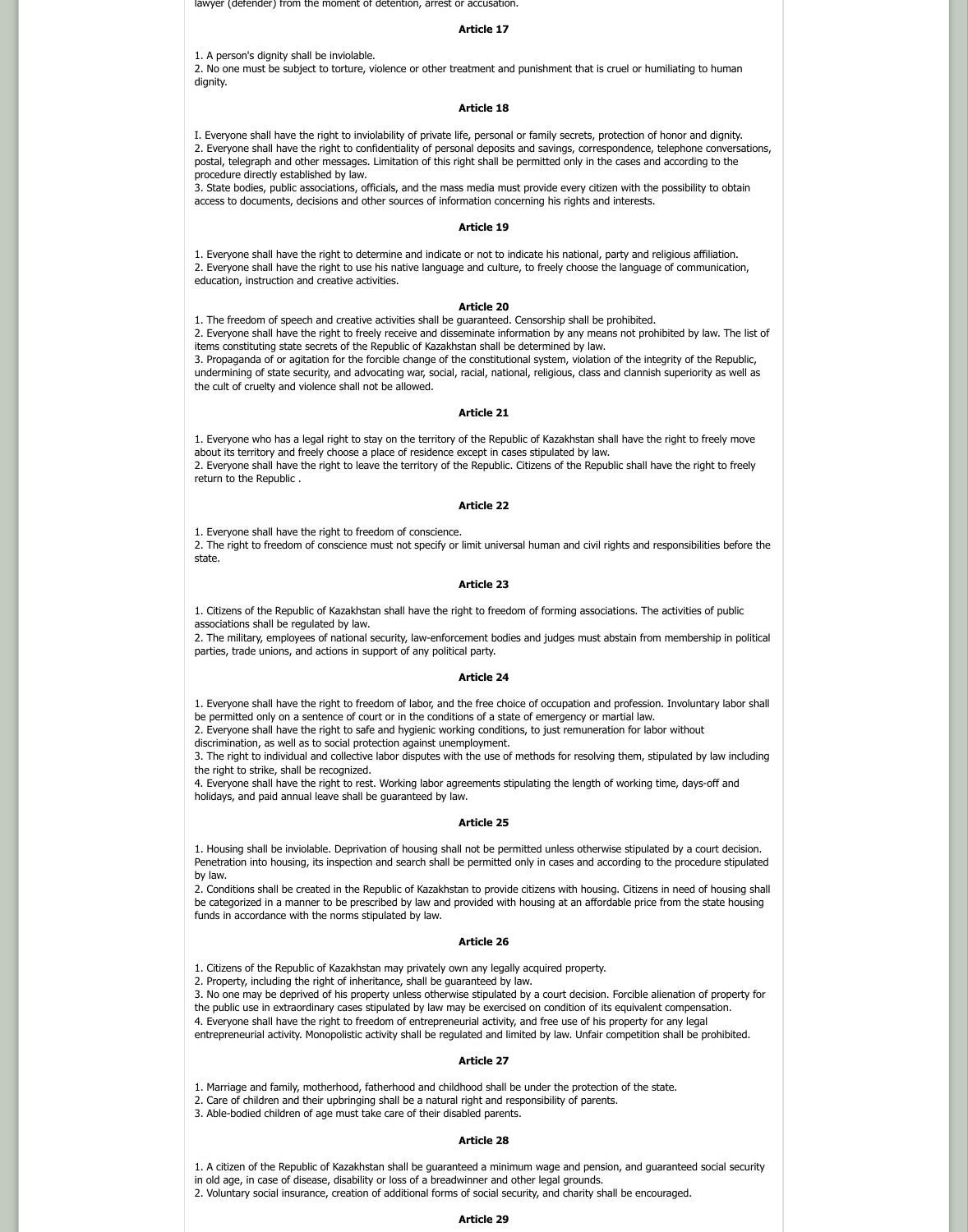lawyer (defender) from the moment of detention, arrest or accusation.

### Article 17

1. A person's dignity shall be inviolable.
2. No one must be subject to torture, violence or other treatment and punishment that is cruel or humiliating to human dignity.

### Article 18

I. Everyone shall have the right to inviolability of private life, personal or family secrets, protection of honor and dignity.
2. Everyone shall have the right to confidentiality of personal deposits and savings, correspondence, telephone conversations, postal, telegraph and other messages. Limitation of this right shall be permitted only in the cases and according to the procedure directly established by law.
3. State bodies, public associations, officials, and the mass media must provide every citizen with the possibility to obtain access to documents, decisions and other sources of information concerning his rights and interests.

### Article 19

1. Everyone shall have the right to determine and indicate or not to indicate his national, party and religious affiliation.
2. Everyone shall have the right to use his native language and culture, to freely choose the language of communication, education, instruction and creative activities.

### Article 20

1. The freedom of speech and creative activities shall be guaranteed. Censorship shall be prohibited.
2. Everyone shall have the right to freely receive and disseminate information by any means not prohibited by law. The list of items constituting state secrets of the Republic of Kazakhstan shall be determined by law.
3. Propaganda of or agitation for the forcible change of the constitutional system, violation of the integrity of the Republic, undermining of state security, and advocating war, social, racial, national, religious, class and clannish superiority as well as the cult of cruelty and violence shall not be allowed.

### Article 21

1. Everyone who has a legal right to stay on the territory of the Republic of Kazakhstan shall have the right to freely move about its territory and freely choose a place of residence except in cases stipulated by law.
2. Everyone shall have the right to leave the territory of the Republic. Citizens of the Republic shall have the right to freely return to the Republic .

### Article 22

1. Everyone shall have the right to freedom of conscience.
2. The right to freedom of conscience must not specify or limit universal human and civil rights and responsibilities before the state.

### Article 23

1. Citizens of the Republic of Kazakhstan shall have the right to freedom of forming associations. The activities of public associations shall be regulated by law.
2. The military, employees of national security, law-enforcement bodies and judges must abstain from membership in political parties, trade unions, and actions in support of any political party.

### Article 24

1. Everyone shall have the right to freedom of labor, and the free choice of occupation and profession. Involuntary labor shall be permitted only on a sentence of court or in the conditions of a state of emergency or martial law.
2. Everyone shall have the right to safe and hygienic working conditions, to just remuneration for labor without discrimination, as well as to social protection against unemployment.
3. The right to individual and collective labor disputes with the use of methods for resolving them, stipulated by law including the right to strike, shall be recognized.
4. Everyone shall have the right to rest. Working labor agreements stipulating the length of working time, days-off and holidays, and paid annual leave shall be guaranteed by law.

### Article 25

1. Housing shall be inviolable. Deprivation of housing shall not be permitted unless otherwise stipulated by a court decision. Penetration into housing, its inspection and search shall be permitted only in cases and according to the procedure stipulated by law.
2. Conditions shall be created in the Republic of Kazakhstan to provide citizens with housing. Citizens in need of housing shall be categorized in a manner to be prescribed by law and provided with housing at an affordable price from the state housing funds in accordance with the norms stipulated by law.

### Article 26

1. Citizens of the Republic of Kazakhstan may privately own any legally acquired property.
2. Property, including the right of inheritance, shall be guaranteed by law.
3. No one may be deprived of his property unless otherwise stipulated by a court decision. Forcible alienation of property for the public use in extraordinary cases stipulated by law may be exercised on condition of its equivalent compensation.
4. Everyone shall have the right to freedom of entrepreneurial activity, and free use of his property for any legal entrepreneurial activity. Monopolistic activity shall be regulated and limited by law. Unfair competition shall be prohibited.

### Article 27

1. Marriage and family, motherhood, fatherhood and childhood shall be under the protection of the state.
2. Care of children and their upbringing shall be a natural right and responsibility of parents.
3. Able-bodied children of age must take care of their disabled parents.

### Article 28

1. A citizen of the Republic of Kazakhstan shall be guaranteed a minimum wage and pension, and guaranteed social security in old age, in case of disease, disability or loss of a breadwinner and other legal grounds.
2. Voluntary social insurance, creation of additional forms of social security, and charity shall be encouraged.

### Article 29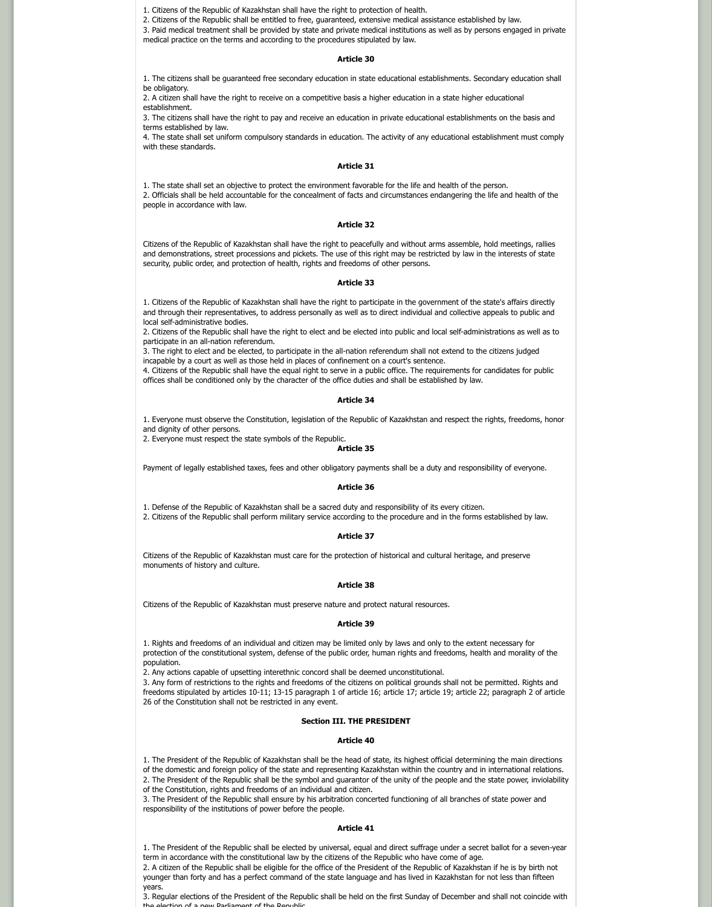1. Citizens of the Republic of Kazakhstan shall have the right to protection of health.
2. Citizens of the Republic shall be entitled to free, guaranteed, extensive medical assistance established by law.
3. Paid medical treatment shall be provided by state and private medical institutions as well as by persons engaged in private medical practice on the terms and according to the procedures stipulated by law.

#### Article 30

1. The citizens shall be guaranteed free secondary education in state educational establishments. Secondary education shall be obligatory.
2. A citizen shall have the right to receive on a competitive basis a higher education in a state higher educational establishment.
3. The citizens shall have the right to pay and receive an education in private educational establishments on the basis and terms established by law.
4. The state shall set uniform compulsory standards in education. The activity of any educational establishment must comply with these standards.

#### Article 31

1. The state shall set an objective to protect the environment favorable for the life and health of the person.
2. Officials shall be held accountable for the concealment of facts and circumstances endangering the life and health of the people in accordance with law.

#### Article 32

Citizens of the Republic of Kazakhstan shall have the right to peacefully and without arms assemble, hold meetings, rallies and demonstrations, street processions and pickets. The use of this right may be restricted by law in the interests of state security, public order, and protection of health, rights and freedoms of other persons.

#### Article 33

1. Citizens of the Republic of Kazakhstan shall have the right to participate in the government of the state's affairs directly and through their representatives, to address personally as well as to direct individual and collective appeals to public and local self-administrative bodies.
2. Citizens of the Republic shall have the right to elect and be elected into public and local self-administrations as well as to participate in an all-nation referendum.
3. The right to elect and be elected, to participate in the all-nation referendum shall not extend to the citizens judged incapable by a court as well as those held in places of confinement on a court's sentence.
4. Citizens of the Republic shall have the equal right to serve in a public office. The requirements for candidates for public offices shall be conditioned only by the character of the office duties and shall be established by law.

#### Article 34

1. Everyone must observe the Constitution, legislation of the Republic of Kazakhstan and respect the rights, freedoms, honor and dignity of other persons.
2. Everyone must respect the state symbols of the Republic.

#### Article 35

Payment of legally established taxes, fees and other obligatory payments shall be a duty and responsibility of everyone.

#### Article 36

1. Defense of the Republic of Kazakhstan shall be a sacred duty and responsibility of its every citizen.
2. Citizens of the Republic shall perform military service according to the procedure and in the forms established by law.

#### Article 37

Citizens of the Republic of Kazakhstan must care for the protection of historical and cultural heritage, and preserve monuments of history and culture.

#### Article 38

Citizens of the Republic of Kazakhstan must preserve nature and protect natural resources.

#### Article 39

1. Rights and freedoms of an individual and citizen may be limited only by laws and only to the extent necessary for protection of the constitutional system, defense of the public order, human rights and freedoms, health and morality of the population.
2. Any actions capable of upsetting interethnic concord shall be deemed unconstitutional.
3. Any form of restrictions to the rights and freedoms of the citizens on political grounds shall not be permitted. Rights and freedoms stipulated by articles 10-11; 13-15 paragraph 1 of article 16; article 17; article 19; article 22; paragraph 2 of article 26 of the Constitution shall not be restricted in any event.

### Section III. THE PRESIDENT

#### Article 40

1. The President of the Republic of Kazakhstan shall be the head of state, its highest official determining the main directions of the domestic and foreign policy of the state and representing Kazakhstan within the country and in international relations.
2. The President of the Republic shall be the symbol and guarantor of the unity of the people and the state power, inviolability of the Constitution, rights and freedoms of an individual and citizen.
3. The President of the Republic shall ensure by his arbitration concerted functioning of all branches of state power and responsibility of the institutions of power before the people.

#### Article 41

1. The President of the Republic shall be elected by universal, equal and direct suffrage under a secret ballot for a seven-year term in accordance with the constitutional law by the citizens of the Republic who have come of age.
2. A citizen of the Republic shall be eligible for the office of the President of the Republic of Kazakhstan if he is by birth not younger than forty and has a perfect command of the state language and has lived in Kazakhstan for not less than fifteen years.
3. Regular elections of the President of the Republic shall be held on the first Sunday of December and shall not coincide with the election of a new Parliament of the Republic.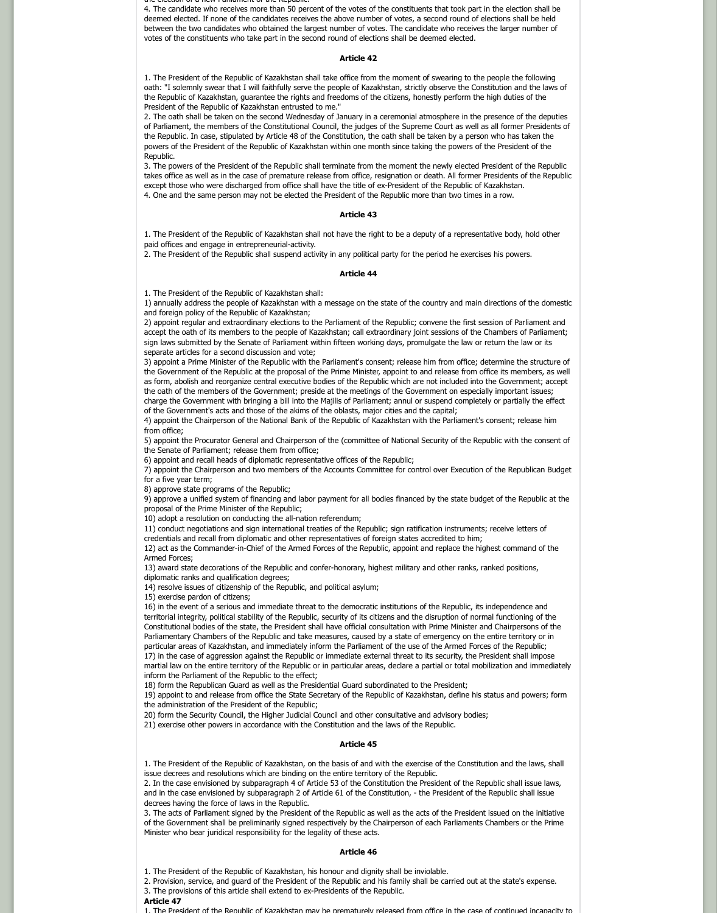4. The candidate who receives more than 50 percent of the votes of the constituents that took part in the election shall be deemed elected. If none of the candidates receives the above number of votes, a second round of elections shall be held between the two candidates who obtained the largest number of votes. The candidate who receives the larger number of votes of the constituents who take part in the second round of elections shall be deemed elected.

### Article 42

1. The President of the Republic of Kazakhstan shall take office from the moment of swearing to the people the following oath: "I solemnly swear that I will faithfully serve the people of Kazakhstan, strictly observe the Constitution and the laws of the Republic of Kazakhstan, guarantee the rights and freedoms of the citizens, honestly perform the high duties of the President of the Republic of Kazakhstan entrusted to me."
2. The oath shall be taken on the second Wednesday of January in a ceremonial atmosphere in the presence of the deputies of Parliament, the members of the Constitutional Council, the judges of the Supreme Court as well as all former Presidents of the Republic. In case, stipulated by Article 48 of the Constitution, the oath shall be taken by a person who has taken the powers of the President of the Republic of Kazakhstan within one month since taking the powers of the President of the Republic.
3. The powers of the President of the Republic shall terminate from the moment the newly elected President of the Republic takes office as well as in the case of premature release from office, resignation or death. All former Presidents of the Republic except those who were discharged from office shall have the title of ex-President of the Republic of Kazakhstan.
4. One and the same person may not be elected the President of the Republic more than two times in a row.

### Article 43

1. The President of the Republic of Kazakhstan shall not have the right to be a deputy of a representative body, hold other paid offices and engage in entrepreneurial-activity.
2. The President of the Republic shall suspend activity in any political party for the period he exercises his powers.

### Article 44

1. The President of the Republic of Kazakhstan shall:
1) annually address the people of Kazakhstan with a message on the state of the country and main directions of the domestic and foreign policy of the Republic of Kazakhstan;
2) appoint regular and extraordinary elections to the Parliament of the Republic; convene the first session of Parliament and accept the oath of its members to the people of Kazakhstan; call extraordinary joint sessions of the Chambers of Parliament; sign laws submitted by the Senate of Parliament within fifteen working days, promulgate the law or return the law or its separate articles for a second discussion and vote;
3) appoint a Prime Minister of the Republic with the Parliament's consent; release him from office; determine the structure of the Government of the Republic at the proposal of the Prime Minister, appoint to and release from office its members, as well as form, abolish and reorganize central executive bodies of the Republic which are not included into the Government; accept the oath of the members of the Government; preside at the meetings of the Government on especially important issues; charge the Government with bringing a bill into the Majilis of Parliament; annul or suspend completely or partially the effect of the Government's acts and those of the akims of the oblasts, major cities and the capital;
4) appoint the Chairperson of the National Bank of the Republic of Kazakhstan with the Parliament's consent; release him from office;
5) appoint the Procurator General and Chairperson of the (committee of National Security of the Republic with the consent of the Senate of Parliament; release them from office;
6) appoint and recall heads of diplomatic representative offices of the Republic;
7) appoint the Chairperson and two members of the Accounts Committee for control over Execution of the Republican Budget for a five year term;
8) approve state programs of the Republic;
9) approve a unified system of financing and labor payment for all bodies financed by the state budget of the Republic at the proposal of the Prime Minister of the Republic;
10) adopt a resolution on conducting the all-nation referendum;
11) conduct negotiations and sign international treaties of the Republic; sign ratification instruments; receive letters of credentials and recall from diplomatic and other representatives of foreign states accredited to him;
12) act as the Commander-in-Chief of the Armed Forces of the Republic, appoint and replace the highest command of the Armed Forces;
13) award state decorations of the Republic and confer-honorary, highest military and other ranks, ranked positions, diplomatic ranks and qualification degrees;
14) resolve issues of citizenship of the Republic, and political asylum;
15) exercise pardon of citizens;
16) in the event of a serious and immediate threat to the democratic institutions of the Republic, its independence and territorial integrity, political stability of the Republic, security of its citizens and the disruption of normal functioning of the Constitutional bodies of the state, the President shall have official consultation with Prime Minister and Chairpersons of the Parliamentary Chambers of the Republic and take measures, caused by a state of emergency on the entire territory or in particular areas of Kazakhstan, and immediately inform the Parliament of the use of the Armed Forces of the Republic;
17) in the case of aggression against the Republic or immediate external threat to its security, the President shall impose martial law on the entire territory of the Republic or in particular areas, declare a partial or total mobilization and immediately inform the Parliament of the Republic to the effect;
18) form the Republican Guard as well as the Presidential Guard subordinated to the President;
19) appoint to and release from office the State Secretary of the Republic of Kazakhstan, define his status and powers; form the administration of the President of the Republic;
20) form the Security Council, the Higher Judicial Council and other consultative and advisory bodies;
21) exercise other powers in accordance with the Constitution and the laws of the Republic.

### Article 45

1. The President of the Republic of Kazakhstan, on the basis of and with the exercise of the Constitution and the laws, shall issue decrees and resolutions which are binding on the entire territory of the Republic.
2. In the case envisioned by subparagraph 4 of Article 53 of the Constitution the President of the Republic shall issue laws, and in the case envisioned by subparagraph 2 of Article 61 of the Constitution, - the President of the Republic shall issue decrees having the force of laws in the Republic.
3. The acts of Parliament signed by the President of the Republic as well as the acts of the President issued on the initiative of the Government shall be preliminarily signed respectively by the Chairperson of each Parliaments Chambers or the Prime Minister who bear juridical responsibility for the legality of these acts.

### Article 46

1. The President of the Republic of Kazakhstan, his honour and dignity shall be inviolable.
2. Provision, service, and guard of the President of the Republic and his family shall be carried out at the state's expense.
3. The provisions of this article shall extend to ex-Presidents of the Republic.

### Article 47

1. The President of the Republic of Kazakhstan may be prematurely released from office in the case of continued incapacity to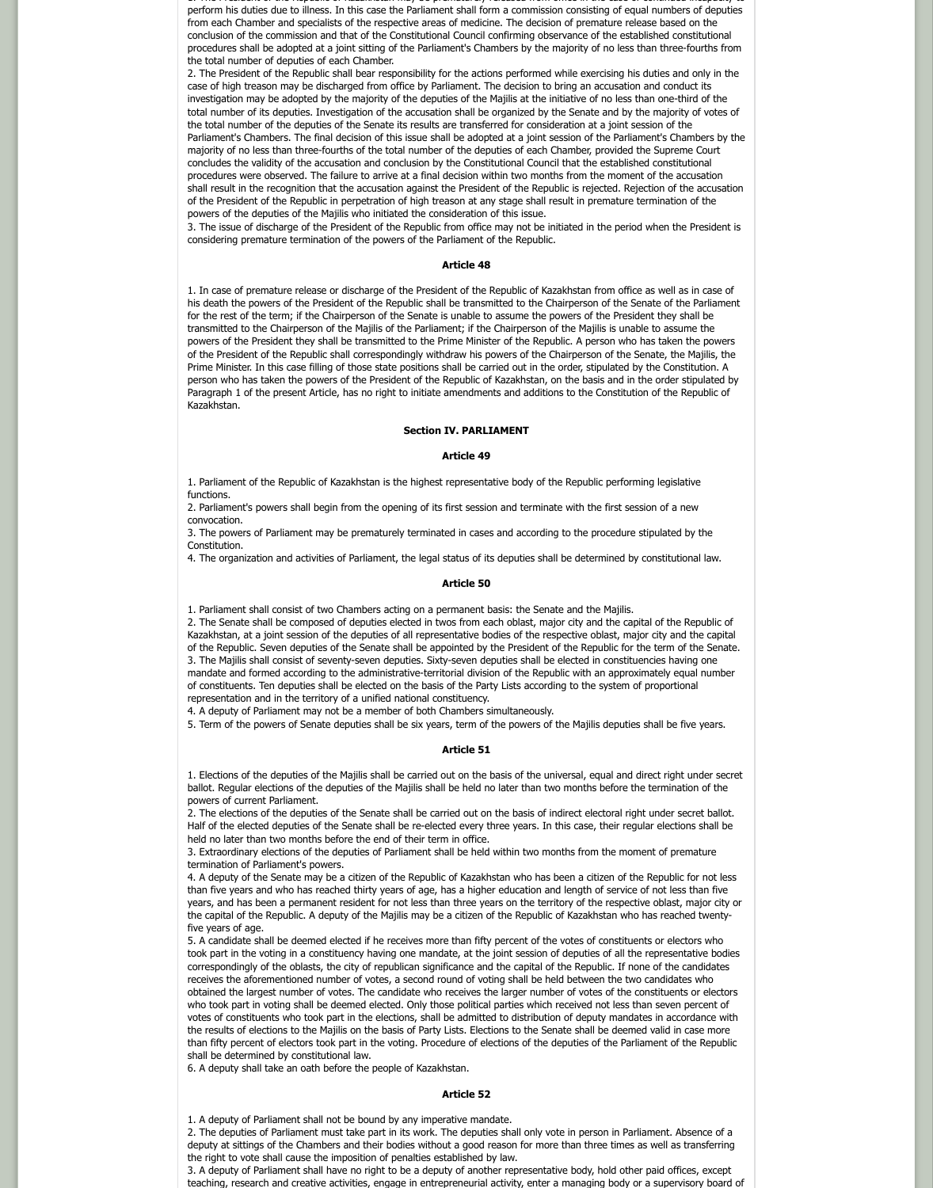perform his duties due to illness. In this case the Parliament shall form a commission consisting of equal numbers of deputies from each Chamber and specialists of the respective areas of medicine. The decision of premature release based on the conclusion of the commission and that of the Constitutional Council confirming observance of the established constitutional procedures shall be adopted at a joint sitting of the Parliament's Chambers by the majority of no less than three-fourths from the total number of deputies of each Chamber.
2. The President of the Republic shall bear responsibility for the actions performed while exercising his duties and only in the case of high treason may be discharged from office by Parliament. The decision to bring an accusation and conduct its investigation may be adopted by the majority of the deputies of the Majilis at the initiative of no less than one-third of the total number of its deputies. Investigation of the accusation shall be organized by the Senate and by the majority of votes of the total number of the deputies of the Senate its results are transferred for consideration at a joint session of the Parliament's Chambers. The final decision of this issue shall be adopted at a joint session of the Parliament's Chambers by the majority of no less than three-fourths of the total number of the deputies of each Chamber, provided the Supreme Court concludes the validity of the accusation and conclusion by the Constitutional Council that the established constitutional procedures were observed. The failure to arrive at a final decision within two months from the moment of the accusation shall result in the recognition that the accusation against the President of the Republic is rejected. Rejection of the accusation of the President of the Republic in perpetration of high treason at any stage shall result in premature termination of the powers of the deputies of the Majilis who initiated the consideration of this issue.
3. The issue of discharge of the President of the Republic from office may not be initiated in the period when the President is considering premature termination of the powers of the Parliament of the Republic.

### Article 48

1. In case of premature release or discharge of the President of the Republic of Kazakhstan from office as well as in case of his death the powers of the President of the Republic shall be transmitted to the Chairperson of the Senate of the Parliament for the rest of the term; if the Chairperson of the Senate is unable to assume the powers of the President they shall be transmitted to the Chairperson of the Majilis of the Parliament; if the Chairperson of the Majilis is unable to assume the powers of the President they shall be transmitted to the Prime Minister of the Republic. A person who has taken the powers of the President of the Republic shall correspondingly withdraw his powers of the Chairperson of the Senate, the Majilis, the Prime Minister. In this case filling of those state positions shall be carried out in the order, stipulated by the Constitution. A person who has taken the powers of the President of the Republic of Kazakhstan, on the basis and in the order stipulated by Paragraph 1 of the present Article, has no right to initiate amendments and additions to the Constitution of the Republic of Kazakhstan.

## Section IV. PARLIAMENT

### Article 49

1. Parliament of the Republic of Kazakhstan is the highest representative body of the Republic performing legislative functions.
2. Parliament's powers shall begin from the opening of its first session and terminate with the first session of a new convocation.
3. The powers of Parliament may be prematurely terminated in cases and according to the procedure stipulated by the Constitution.
4. The organization and activities of Parliament, the legal status of its deputies shall be determined by constitutional law.

### Article 50

1. Parliament shall consist of two Chambers acting on a permanent basis: the Senate and the Majilis.
2. The Senate shall be composed of deputies elected in twos from each oblast, major city and the capital of the Republic of Kazakhstan, at a joint session of the deputies of all representative bodies of the respective oblast, major city and the capital of the Republic. Seven deputies of the Senate shall be appointed by the President of the Republic for the term of the Senate.
3. The Majilis shall consist of seventy-seven deputies. Sixty-seven deputies shall be elected in constituencies having one mandate and formed according to the administrative-territorial division of the Republic with an approximately equal number of constituents. Ten deputies shall be elected on the basis of the Party Lists according to the system of proportional representation and in the territory of a unified national constituency.
4. A deputy of Parliament may not be a member of both Chambers simultaneously.
5. Term of the powers of Senate deputies shall be six years, term of the powers of the Majilis deputies shall be five years.

### Article 51

1. Elections of the deputies of the Majilis shall be carried out on the basis of the universal, equal and direct right under secret ballot. Regular elections of the deputies of the Majilis shall be held no later than two months before the termination of the powers of current Parliament.
2. The elections of the deputies of the Senate shall be carried out on the basis of indirect electoral right under secret ballot. Half of the elected deputies of the Senate shall be re-elected every three years. In this case, their regular elections shall be held no later than two months before the end of their term in office.
3. Extraordinary elections of the deputies of Parliament shall be held within two months from the moment of premature termination of Parliament's powers.
4. A deputy of the Senate may be a citizen of the Republic of Kazakhstan who has been a citizen of the Republic for not less than five years and who has reached thirty years of age, has a higher education and length of service of not less than five years, and has been a permanent resident for not less than three years on the territory of the respective oblast, major city or the capital of the Republic. A deputy of the Majilis may be a citizen of the Republic of Kazakhstan who has reached twenty-five years of age.
5. A candidate shall be deemed elected if he receives more than fifty percent of the votes of constituents or electors who took part in the voting in a constituency having one mandate, at the joint session of deputies of all the representative bodies correspondingly of the oblasts, the city of republican significance and the capital of the Republic. If none of the candidates receives the aforementioned number of votes, a second round of voting shall be held between the two candidates who obtained the largest number of votes. The candidate who receives the larger number of votes of the constituents or electors who took part in voting shall be deemed elected. Only those political parties which received not less than seven percent of votes of constituents who took part in the elections, shall be admitted to distribution of deputy mandates in accordance with the results of elections to the Majilis on the basis of Party Lists. Elections to the Senate shall be deemed valid in case more than fifty percent of electors took part in the voting. Procedure of elections of the deputies of the Parliament of the Republic shall be determined by constitutional law.
6. A deputy shall take an oath before the people of Kazakhstan.

### Article 52

1. A deputy of Parliament shall not be bound by any imperative mandate.
2. The deputies of Parliament must take part in its work. The deputies shall only vote in person in Parliament. Absence of a deputy at sittings of the Chambers and their bodies without a good reason for more than three times as well as transferring the right to vote shall cause the imposition of penalties established by law.
3. A deputy of Parliament shall have no right to be a deputy of another representative body, hold other paid offices, except teaching, research and creative activities, engage in entrepreneurial activity, enter a managing body or a supervisory board of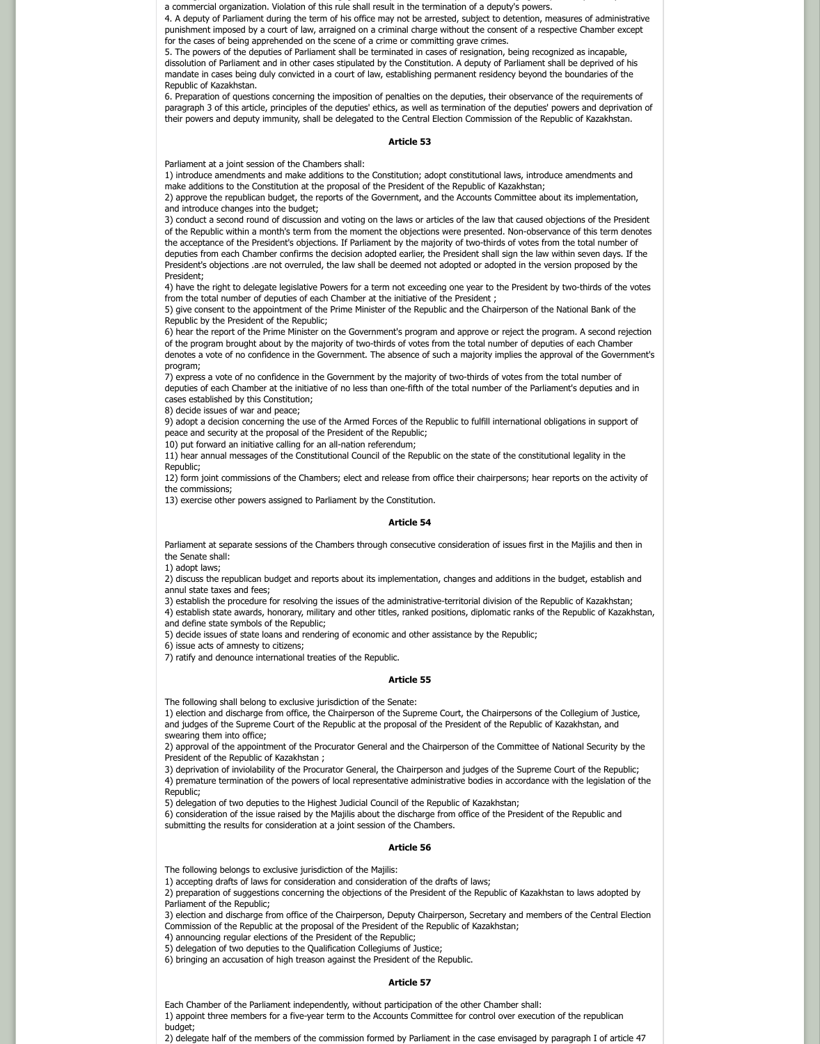a commercial organization. Violation of this rule shall result in the termination of a deputy's powers.
4. A deputy of Parliament during the term of his office may not be arrested, subject to detention, measures of administrative punishment imposed by a court of law, arraigned on a criminal charge without the consent of a respective Chamber except for the cases of being apprehended on the scene of a crime or committing grave crimes.
5. The powers of the deputies of Parliament shall be terminated in cases of resignation, being recognized as incapable, dissolution of Parliament and in other cases stipulated by the Constitution. A deputy of Parliament shall be deprived of his mandate in cases being duly convicted in a court of law, establishing permanent residency beyond the boundaries of the Republic of Kazakhstan.
6. Preparation of questions concerning the imposition of penalties on the deputies, their observance of the requirements of paragraph 3 of this article, principles of the deputies' ethics, as well as termination of the deputies' powers and deprivation of their powers and deputy immunity, shall be delegated to the Central Election Commission of the Republic of Kazakhstan.

**Article 53**

Parliament at a joint session of the Chambers shall:
1) introduce amendments and make additions to the Constitution; adopt constitutional laws, introduce amendments and make additions to the Constitution at the proposal of the President of the Republic of Kazakhstan;
2) approve the republican budget, the reports of the Government, and the Accounts Committee about its implementation, and introduce changes into the budget;
3) conduct a second round of discussion and voting on the laws or articles of the law that caused objections of the President of the Republic within a month's term from the moment the objections were presented. Non-observance of this term denotes the acceptance of the President's objections. If Parliament by the majority of two-thirds of votes from the total number of deputies from each Chamber confirms the decision adopted earlier, the President shall sign the law within seven days. If the President's objections .are not overruled, the law shall be deemed not adopted or adopted in the version proposed by the President;
4) have the right to delegate legislative Powers for a term not exceeding one year to the President by two-thirds of the votes from the total number of deputies of each Chamber at the initiative of the President ;
5) give consent to the appointment of the Prime Minister of the Republic and the Chairperson of the National Bank of the Republic by the President of the Republic;
6) hear the report of the Prime Minister on the Government's program and approve or reject the program. A second rejection of the program brought about by the majority of two-thirds of votes from the total number of deputies of each Chamber denotes a vote of no confidence in the Government. The absence of such a majority implies the approval of the Government's program;
7) express a vote of no confidence in the Government by the majority of two-thirds of votes from the total number of deputies of each Chamber at the initiative of no less than one-fifth of the total number of the Parliament's deputies and in cases established by this Constitution;
8) decide issues of war and peace;
9) adopt a decision concerning the use of the Armed Forces of the Republic to fulfill international obligations in support of peace and security at the proposal of the President of the Republic;
10) put forward an initiative calling for an all-nation referendum;
11) hear annual messages of the Constitutional Council of the Republic on the state of the constitutional legality in the Republic;
12) form joint commissions of the Chambers; elect and release from office their chairpersons; hear reports on the activity of the commissions;
13) exercise other powers assigned to Parliament by the Constitution.

**Article 54**

Parliament at separate sessions of the Chambers through consecutive consideration of issues first in the Majilis and then in the Senate shall:
1) adopt laws;
2) discuss the republican budget and reports about its implementation, changes and additions in the budget, establish and annul state taxes and fees;
3) establish the procedure for resolving the issues of the administrative-territorial division of the Republic of Kazakhstan;
4) establish state awards, honorary, military and other titles, ranked positions, diplomatic ranks of the Republic of Kazakhstan, and define state symbols of the Republic;
5) decide issues of state loans and rendering of economic and other assistance by the Republic;
6) issue acts of amnesty to citizens;
7) ratify and denounce international treaties of the Republic.

**Article 55**

The following shall belong to exclusive jurisdiction of the Senate:
1) election and discharge from office, the Chairperson of the Supreme Court, the Chairpersons of the Collegium of Justice, and judges of the Supreme Court of the Republic at the proposal of the President of the Republic of Kazakhstan, and swearing them into office;
2) approval of the appointment of the Procurator General and the Chairperson of the Committee of National Security by the President of the Republic of Kazakhstan ;
3) deprivation of inviolability of the Procurator General, the Chairperson and judges of the Supreme Court of the Republic;
4) premature termination of the powers of local representative administrative bodies in accordance with the legislation of the Republic;
5) delegation of two deputies to the Highest Judicial Council of the Republic of Kazakhstan;
6) consideration of the issue raised by the Majilis about the discharge from office of the President of the Republic and submitting the results for consideration at a joint session of the Chambers.

**Article 56**

The following belongs to exclusive jurisdiction of the Majilis:
1) accepting drafts of laws for consideration and consideration of the drafts of laws;
2) preparation of suggestions concerning the objections of the President of the Republic of Kazakhstan to laws adopted by Parliament of the Republic;
3) election and discharge from office of the Chairperson, Deputy Chairperson, Secretary and members of the Central Election Commission of the Republic at the proposal of the President of the Republic of Kazakhstan;
4) announcing regular elections of the President of the Republic;
5) delegation of two deputies to the Qualification Collegiums of Justice;
6) bringing an accusation of high treason against the President of the Republic.

**Article 57**

Each Chamber of the Parliament independently, without participation of the other Chamber shall:
1) appoint three members for a five-year term to the Accounts Committee for control over execution of the republican budget;
2) delegate half of the members of the commission formed by Parliament in the case envisaged by paragraph I of article 47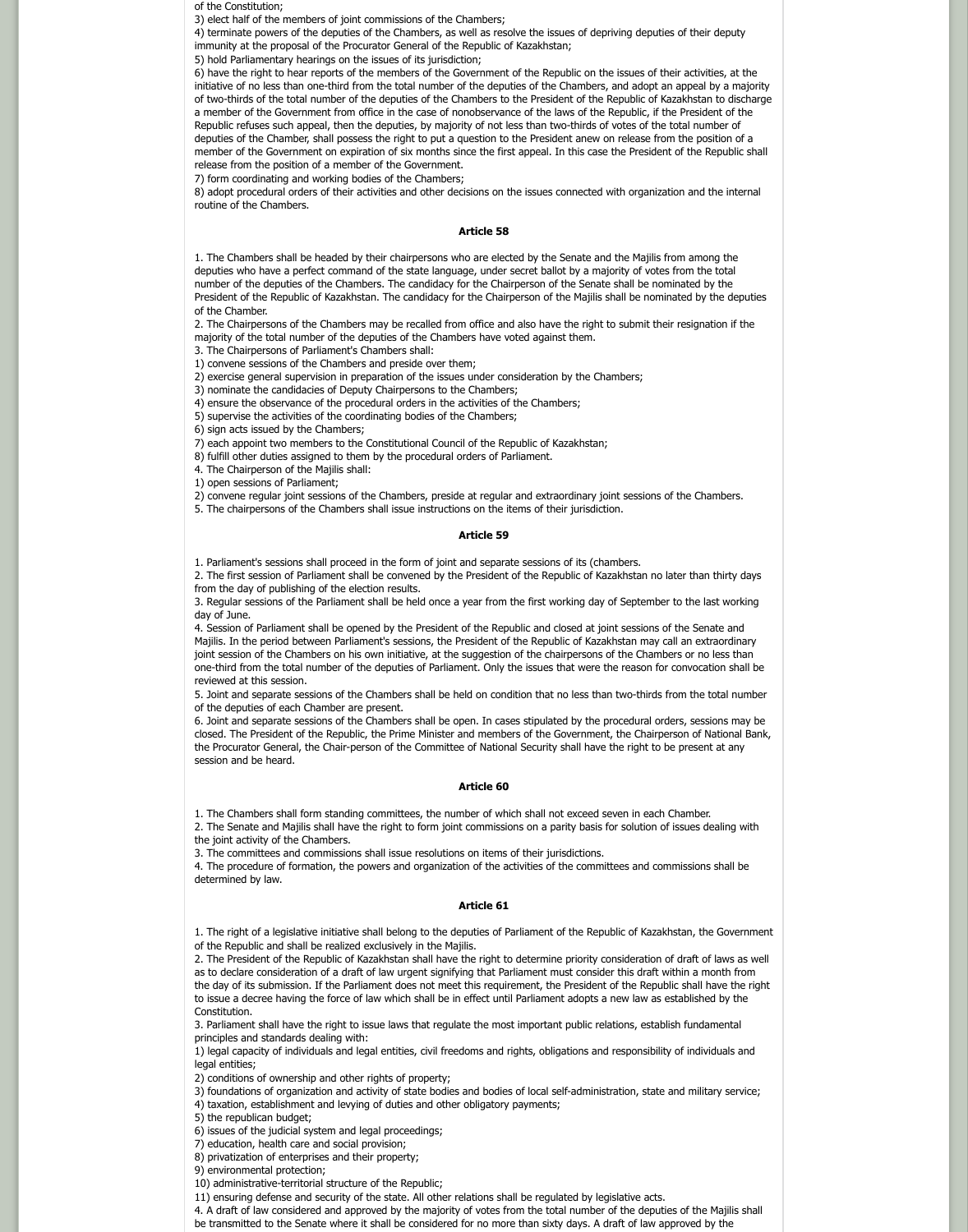of the Constitution;
3) elect half of the members of joint commissions of the Chambers;
4) terminate powers of the deputies of the Chambers, as well as resolve the issues of depriving deputies of their deputy immunity at the proposal of the Procurator General of the Republic of Kazakhstan;
5) hold Parliamentary hearings on the issues of its jurisdiction;
6) have the right to hear reports of the members of the Government of the Republic on the issues of their activities, at the initiative of no less than one-third from the total number of the deputies of the Chambers, and adopt an appeal by a majority of two-thirds of the total number of the deputies of the Chambers to the President of the Republic of Kazakhstan to discharge a member of the Government from office in the case of nonobservance of the laws of the Republic, if the President of the Republic refuses such appeal, then the deputies, by majority of not less than two-thirds of votes of the total number of deputies of the Chamber, shall possess the right to put a question to the President anew on release from the position of a member of the Government on expiration of six months since the first appeal. In this case the President of the Republic shall release from the position of a member of the Government.
7) form coordinating and working bodies of the Chambers;
8) adopt procedural orders of their activities and other decisions on the issues connected with organization and the internal routine of the Chambers.

### Article 58

1. The Chambers shall be headed by their chairpersons who are elected by the Senate and the Majilis from among the deputies who have a perfect command of the state language, under secret ballot by a majority of votes from the total number of the deputies of the Chambers. The candidacy for the Chairperson of the Senate shall be nominated by the President of the Republic of Kazakhstan. The candidacy for the Chairperson of the Majilis shall be nominated by the deputies of the Chamber.
2. The Chairpersons of the Chambers may be recalled from office and also have the right to submit their resignation if the majority of the total number of the deputies of the Chambers have voted against them.
3. The Chairpersons of Parliament's Chambers shall:
1) convene sessions of the Chambers and preside over them;
2) exercise general supervision in preparation of the issues under consideration by the Chambers;
3) nominate the candidacies of Deputy Chairpersons to the Chambers;
4) ensure the observance of the procedural orders in the activities of the Chambers;
5) supervise the activities of the coordinating bodies of the Chambers;
6) sign acts issued by the Chambers;
7) each appoint two members to the Constitutional Council of the Republic of Kazakhstan;
8) fulfill other duties assigned to them by the procedural orders of Parliament.
4. The Chairperson of the Majilis shall:
1) open sessions of Parliament;
2) convene regular joint sessions of the Chambers, preside at regular and extraordinary joint sessions of the Chambers.
5. The chairpersons of the Chambers shall issue instructions on the items of their jurisdiction.

### Article 59

1. Parliament's sessions shall proceed in the form of joint and separate sessions of its (chambers.
2. The first session of Parliament shall be convened by the President of the Republic of Kazakhstan no later than thirty days from the day of publishing of the election results.
3. Regular sessions of the Parliament shall be held once a year from the first working day of September to the last working day of June.
4. Session of Parliament shall be opened by the President of the Republic and closed at joint sessions of the Senate and Majilis. In the period between Parliament's sessions, the President of the Republic of Kazakhstan may call an extraordinary joint session of the Chambers on his own initiative, at the suggestion of the chairpersons of the Chambers or no less than one-third from the total number of the deputies of Parliament. Only the issues that were the reason for convocation shall be reviewed at this session.
5. Joint and separate sessions of the Chambers shall be held on condition that no less than two-thirds from the total number of the deputies of each Chamber are present.
6. Joint and separate sessions of the Chambers shall be open. In cases stipulated by the procedural orders, sessions may be closed. The President of the Republic, the Prime Minister and members of the Government, the Chairperson of National Bank, the Procurator General, the Chair-person of the Committee of National Security shall have the right to be present at any session and be heard.

### Article 60

1. The Chambers shall form standing committees, the number of which shall not exceed seven in each Chamber.
2. The Senate and Majilis shall have the right to form joint commissions on a parity basis for solution of issues dealing with the joint activity of the Chambers.
3. The committees and commissions shall issue resolutions on items of their jurisdictions.
4. The procedure of formation, the powers and organization of the activities of the committees and commissions shall be determined by law.

### Article 61

1. The right of a legislative initiative shall belong to the deputies of Parliament of the Republic of Kazakhstan, the Government of the Republic and shall be realized exclusively in the Majilis.
2. The President of the Republic of Kazakhstan shall have the right to determine priority consideration of draft of laws as well as to declare consideration of a draft of law urgent signifying that Parliament must consider this draft within a month from the day of its submission. If the Parliament does not meet this requirement, the President of the Republic shall have the right to issue a decree having the force of law which shall be in effect until Parliament adopts a new law as established by the Constitution.
3. Parliament shall have the right to issue laws that regulate the most important public relations, establish fundamental principles and standards dealing with:
1) legal capacity of individuals and legal entities, civil freedoms and rights, obligations and responsibility of individuals and legal entities;
2) conditions of ownership and other rights of property;
3) foundations of organization and activity of state bodies and bodies of local self-administration, state and military service;
4) taxation, establishment and levying of duties and other obligatory payments;
5) the republican budget;
6) issues of the judicial system and legal proceedings;
7) education, health care and social provision;
8) privatization of enterprises and their property;
9) environmental protection;
10) administrative-territorial structure of the Republic;
11) ensuring defense and security of the state. All other relations shall be regulated by legislative acts.
4. A draft of law considered and approved by the majority of votes from the total number of the deputies of the Majilis shall be transmitted to the Senate where it shall be considered for no more than sixty days. A draft of law approved by the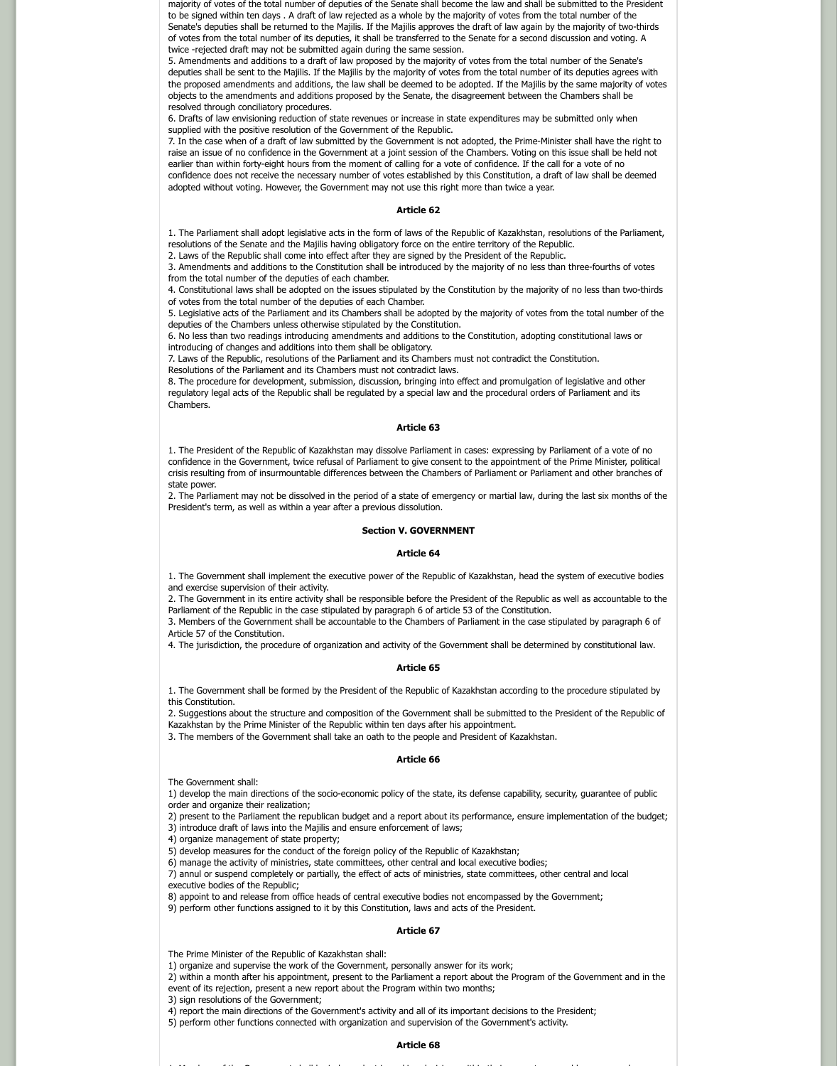majority of votes of the total number of deputies of the Senate shall become the law and shall be submitted to the President to be signed within ten days . A draft of law rejected as a whole by the majority of votes from the total number of the Senate's deputies shall be returned to the Majilis. If the Majilis approves the draft of law again by the majority of two-thirds of votes from the total number of its deputies, it shall be transferred to the Senate for a second discussion and voting. A twice -rejected draft may not be submitted again during the same session.

5. Amendments and additions to a draft of law proposed by the majority of votes from the total number of the Senate's deputies shall be sent to the Majilis. If the Majilis by the majority of votes from the total number of its deputies agrees with the proposed amendments and additions, the law shall be deemed to be adopted. If the Majilis by the same majority of votes objects to the amendments and additions proposed by the Senate, the disagreement between the Chambers shall be resolved through conciliatory procedures.

6. Drafts of law envisioning reduction of state revenues or increase in state expenditures may be submitted only when supplied with the positive resolution of the Government of the Republic.

7. In the case when of a draft of law submitted by the Government is not adopted, the Prime-Minister shall have the right to raise an issue of no confidence in the Government at a joint session of the Chambers. Voting on this issue shall be held not earlier than within forty-eight hours from the moment of calling for a vote of confidence. If the call for a vote of no confidence does not receive the necessary number of votes established by this Constitution, a draft of law shall be deemed adopted without voting. However, the Government may not use this right more than twice a year.

**Article 62**

1. The Parliament shall adopt legislative acts in the form of laws of the Republic of Kazakhstan, resolutions of the Parliament, resolutions of the Senate and the Majilis having obligatory force on the entire territory of the Republic.
2. Laws of the Republic shall come into effect after they are signed by the President of the Republic.
3. Amendments and additions to the Constitution shall be introduced by the majority of no less than three-fourths of votes from the total number of the deputies of each chamber.
4. Constitutional laws shall be adopted on the issues stipulated by the Constitution by the majority of no less than two-thirds of votes from the total number of the deputies of each Chamber.
5. Legislative acts of the Parliament and its Chambers shall be adopted by the majority of votes from the total number of the deputies of the Chambers unless otherwise stipulated by the Constitution.
6. No less than two readings introducing amendments and additions to the Constitution, adopting constitutional laws or introducing of changes and additions into them shall be obligatory.
7. Laws of the Republic, resolutions of the Parliament and its Chambers must not contradict the Constitution.
Resolutions of the Parliament and its Chambers must not contradict laws.
8. The procedure for development, submission, discussion, bringing into effect and promulgation of legislative and other regulatory legal acts of the Republic shall be regulated by a special law and the procedural orders of Parliament and its Chambers.

**Article 63**

1. The President of the Republic of Kazakhstan may dissolve Parliament in cases: expressing by Parliament of a vote of no confidence in the Government, twice refusal of Parliament to give consent to the appointment of the Prime Minister, political crisis resulting from of insurmountable differences between the Chambers of Parliament or Parliament and other branches of state power.
2. The Parliament may not be dissolved in the period of a state of emergency or martial law, during the last six months of the President's term, as well as within a year after a previous dissolution.

## Section V. GOVERNMENT

**Article 64**

1. The Government shall implement the executive power of the Republic of Kazakhstan, head the system of executive bodies and exercise supervision of their activity.
2. The Government in its entire activity shall be responsible before the President of the Republic as well as accountable to the Parliament of the Republic in the case stipulated by paragraph 6 of article 53 of the Constitution.
3. Members of the Government shall be accountable to the Chambers of Parliament in the case stipulated by paragraph 6 of Article 57 of the Constitution.
4. The jurisdiction, the procedure of organization and activity of the Government shall be determined by constitutional law.

**Article 65**

1. The Government shall be formed by the President of the Republic of Kazakhstan according to the procedure stipulated by this Constitution.
2. Suggestions about the structure and composition of the Government shall be submitted to the President of the Republic of Kazakhstan by the Prime Minister of the Republic within ten days after his appointment.
3. The members of the Government shall take an oath to the people and President of Kazakhstan.

**Article 66**

The Government shall:
1) develop the main directions of the socio-economic policy of the state, its defense capability, security, guarantee of public order and organize their realization;
2) present to the Parliament the republican budget and a report about its performance, ensure implementation of the budget;
3) introduce draft of laws into the Majilis and ensure enforcement of laws;
4) organize management of state property;
5) develop measures for the conduct of the foreign policy of the Republic of Kazakhstan;
6) manage the activity of ministries, state committees, other central and local executive bodies;
7) annul or suspend completely or partially, the effect of acts of ministries, state committees, other central and local executive bodies of the Republic;
8) appoint to and release from office heads of central executive bodies not encompassed by the Government;
9) perform other functions assigned to it by this Constitution, laws and acts of the President.

**Article 67**

The Prime Minister of the Republic of Kazakhstan shall:
1) organize and supervise the work of the Government, personally answer for its work;
2) within a month after his appointment, present to the Parliament a report about the Program of the Government and in the event of its rejection, present a new report about the Program within two months;
3) sign resolutions of the Government;
4) report the main directions of the Government's activity and all of its important decisions to the President;
5) perform other functions connected with organization and supervision of the Government's activity.

**Article 68**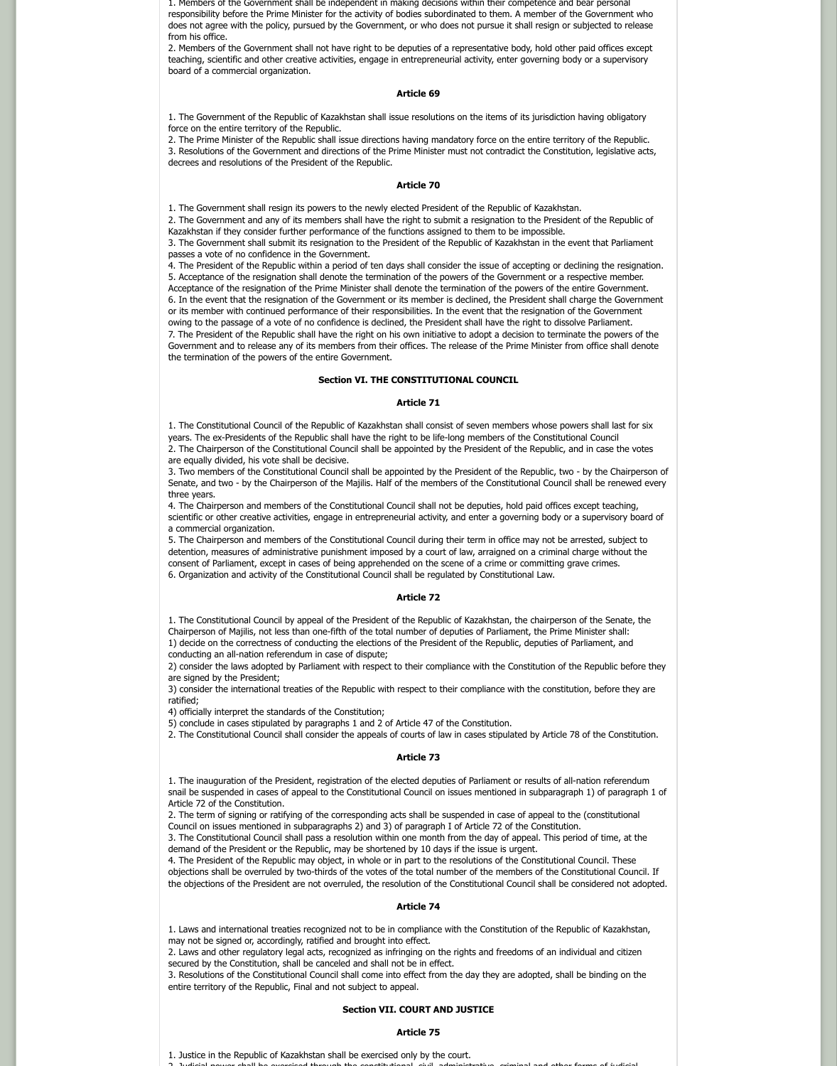1. Members of the Government shall be independent in making decisions within their competence and bear personal responsibility before the Prime Minister for the activity of bodies subordinated to them. A member of the Government who does not agree with the policy, pursued by the Government, or who does not pursue it shall resign or subjected to release from his office.
2. Members of the Government shall not have right to be deputies of a representative body, hold other paid offices except teaching, scientific and other creative activities, engage in entrepreneurial activity, enter governing body or a supervisory board of a commercial organization.

#### Article 69

1. The Government of the Republic of Kazakhstan shall issue resolutions on the items of its jurisdiction having obligatory force on the entire territory of the Republic.
2. The Prime Minister of the Republic shall issue directions having mandatory force on the entire territory of the Republic.
3. Resolutions of the Government and directions of the Prime Minister must not contradict the Constitution, legislative acts, decrees and resolutions of the President of the Republic.

#### Article 70

1. The Government shall resign its powers to the newly elected President of the Republic of Kazakhstan.
2. The Government and any of its members shall have the right to submit a resignation to the President of the Republic of Kazakhstan if they consider further performance of the functions assigned to them to be impossible.
3. The Government shall submit its resignation to the President of the Republic of Kazakhstan in the event that Parliament passes a vote of no confidence in the Government.
4. The President of the Republic within a period of ten days shall consider the issue of accepting or declining the resignation.
5. Acceptance of the resignation shall denote the termination of the powers of the Government or a respective member. Acceptance of the resignation of the Prime Minister shall denote the termination of the powers of the entire Government.
6. In the event that the resignation of the Government or its member is declined, the President shall charge the Government or its member with continued performance of their responsibilities. In the event that the resignation of the Government owing to the passage of a vote of no confidence is declined, the President shall have the right to dissolve Parliament.
7. The President of the Republic shall have the right on his own initiative to adopt a decision to terminate the powers of the Government and to release any of its members from their offices. The release of the Prime Minister from office shall denote the termination of the powers of the entire Government.

### Section VI. THE CONSTITUTIONAL COUNCIL

#### Article 71

1. The Constitutional Council of the Republic of Kazakhstan shall consist of seven members whose powers shall last for six years. The ex-Presidents of the Republic shall have the right to be life-long members of the Constitutional Council
2. The Chairperson of the Constitutional Council shall be appointed by the President of the Republic, and in case the votes are equally divided, his vote shall be decisive.
3. Two members of the Constitutional Council shall be appointed by the President of the Republic, two - by the Chairperson of Senate, and two - by the Chairperson of the Majilis. Half of the members of the Constitutional Council shall be renewed every three years.
4. The Chairperson and members of the Constitutional Council shall not be deputies, hold paid offices except teaching, scientific or other creative activities, engage in entrepreneurial activity, and enter a governing body or a supervisory board of a commercial organization.
5. The Chairperson and members of the Constitutional Council during their term in office may not be arrested, subject to detention, measures of administrative punishment imposed by a court of law, arraigned on a criminal charge without the consent of Parliament, except in cases of being apprehended on the scene of a crime or committing grave crimes.
6. Organization and activity of the Constitutional Council shall be regulated by Constitutional Law.

#### Article 72

1. The Constitutional Council by appeal of the President of the Republic of Kazakhstan, the chairperson of the Senate, the Chairperson of Majilis, not less than one-fifth of the total number of deputies of Parliament, the Prime Minister shall:
1) decide on the correctness of conducting the elections of the President of the Republic, deputies of Parliament, and conducting an all-nation referendum in case of dispute;
2) consider the laws adopted by Parliament with respect to their compliance with the Constitution of the Republic before they are signed by the President;
3) consider the international treaties of the Republic with respect to their compliance with the constitution, before they are ratified;
4) officially interpret the standards of the Constitution;
5) conclude in cases stipulated by paragraphs 1 and 2 of Article 47 of the Constitution.
2. The Constitutional Council shall consider the appeals of courts of law in cases stipulated by Article 78 of the Constitution.

#### Article 73

1. The inauguration of the President, registration of the elected deputies of Parliament or results of all-nation referendum snail be suspended in cases of appeal to the Constitutional Council on issues mentioned in subparagraph 1) of paragraph 1 of Article 72 of the Constitution.
2. The term of signing or ratifying of the corresponding acts shall be suspended in case of appeal to the (constitutional Council on issues mentioned in subparagraphs 2) and 3) of paragraph I of Article 72 of the Constitution.
3. The Constitutional Council shall pass a resolution within one month from the day of appeal. This period of time, at the demand of the President or the Republic, may be shortened by 10 days if the issue is urgent.
4. The President of the Republic may object, in whole or in part to the resolutions of the Constitutional Council. These objections shall be overruled by two-thirds of the votes of the total number of the members of the Constitutional Council. If the objections of the President are not overruled, the resolution of the Constitutional Council shall be considered not adopted.

#### Article 74

1. Laws and international treaties recognized not to be in compliance with the Constitution of the Republic of Kazakhstan, may not be signed or, accordingly, ratified and brought into effect.
2. Laws and other regulatory legal acts, recognized as infringing on the rights and freedoms of an individual and citizen secured by the Constitution, shall be canceled and shall not be in effect.
3. Resolutions of the Constitutional Council shall come into effect from the day they are adopted, shall be binding on the entire territory of the Republic, Final and not subject to appeal.

### Section VII. COURT AND JUSTICE

#### Article 75

1. Justice in the Republic of Kazakhstan shall be exercised only by the court.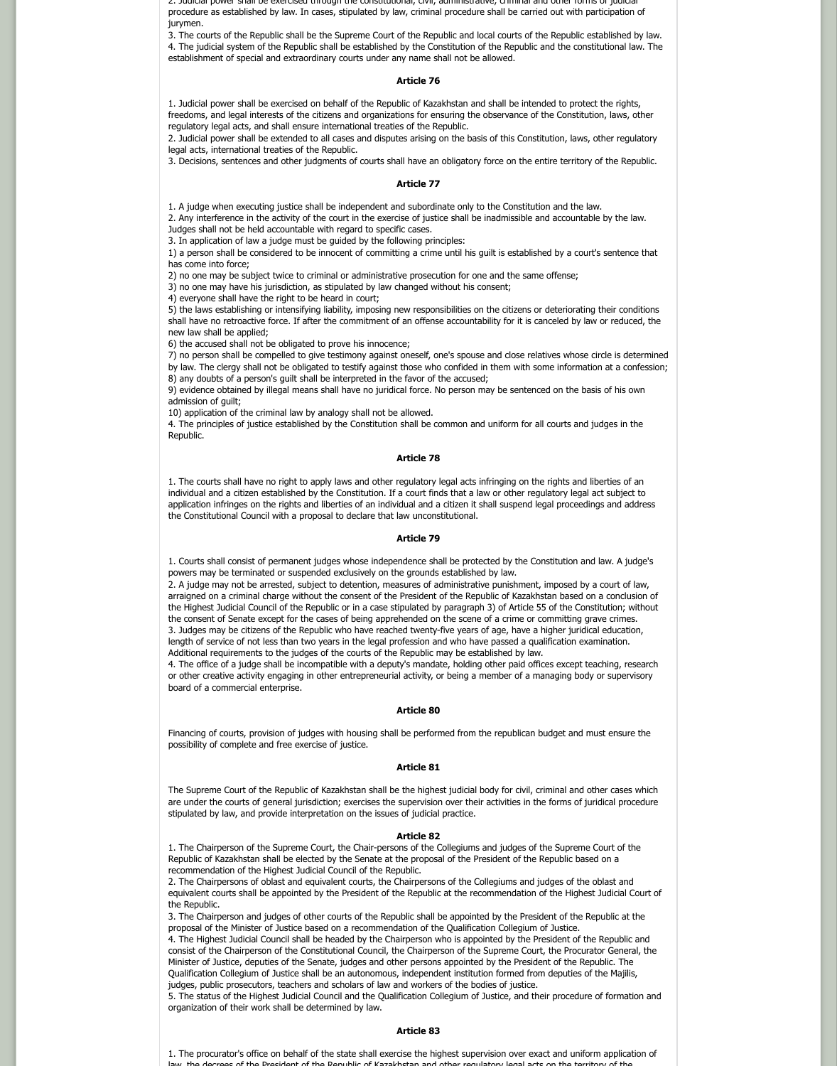2. Judicial power shall be exercised through the constitutional, civil, administrative, criminal and other forms of judicial procedure as established by law. In cases, stipulated by law, criminal procedure shall be carried out with participation of jurymen.
3. The courts of the Republic shall be the Supreme Court of the Republic and local courts of the Republic established by law.
4. The judicial system of the Republic shall be established by the Constitution of the Republic and the constitutional law. The establishment of special and extraordinary courts under any name shall not be allowed.

**Article 76**

1. Judicial power shall be exercised on behalf of the Republic of Kazakhstan and shall be intended to protect the rights, freedoms, and legal interests of the citizens and organizations for ensuring the observance of the Constitution, laws, other regulatory legal acts, and shall ensure international treaties of the Republic.
2. Judicial power shall be extended to all cases and disputes arising on the basis of this Constitution, laws, other regulatory legal acts, international treaties of the Republic.
3. Decisions, sentences and other judgments of courts shall have an obligatory force on the entire territory of the Republic.

**Article 77**

1. A judge when executing justice shall be independent and subordinate only to the Constitution and the law.
2. Any interference in the activity of the court in the exercise of justice shall be inadmissible and accountable by the law. Judges shall not be held accountable with regard to specific cases.
3. In application of law a judge must be guided by the following principles:
1) a person shall be considered to be innocent of committing a crime until his guilt is established by a court's sentence that has come into force;
2) no one may be subject twice to criminal or administrative prosecution for one and the same offense;
3) no one may have his jurisdiction, as stipulated by law changed without his consent;
4) everyone shall have the right to be heard in court;
5) the laws establishing or intensifying liability, imposing new responsibilities on the citizens or deteriorating their conditions shall have no retroactive force. If after the commitment of an offense accountability for it is canceled by law or reduced, the new law shall be applied;
6) the accused shall not be obligated to prove his innocence;
7) no person shall be compelled to give testimony against oneself, one's spouse and close relatives whose circle is determined by law. The clergy shall not be obligated to testify against those who confided in them with some information at a confession;
8) any doubts of a person's guilt shall be interpreted in the favor of the accused;
9) evidence obtained by illegal means shall have no juridical force. No person may be sentenced on the basis of his own admission of guilt;
10) application of the criminal law by analogy shall not be allowed.
4. The principles of justice established by the Constitution shall be common and uniform for all courts and judges in the Republic.

**Article 78**

1. The courts shall have no right to apply laws and other regulatory legal acts infringing on the rights and liberties of an individual and a citizen established by the Constitution. If a court finds that a law or other regulatory legal act subject to application infringes on the rights and liberties of an individual and a citizen it shall suspend legal proceedings and address the Constitutional Council with a proposal to declare that law unconstitutional.

**Article 79**

1. Courts shall consist of permanent judges whose independence shall be protected by the Constitution and law. A judge's powers may be terminated or suspended exclusively on the grounds established by law.
2. A judge may not be arrested, subject to detention, measures of administrative punishment, imposed by a court of law, arraigned on a criminal charge without the consent of the President of the Republic of Kazakhstan based on a conclusion of the Highest Judicial Council of the Republic or in a case stipulated by paragraph 3) of Article 55 of the Constitution; without the consent of Senate except for the cases of being apprehended on the scene of a crime or committing grave crimes.
3. Judges may be citizens of the Republic who have reached twenty-five years of age, have a higher juridical education, length of service of not less than two years in the legal profession and who have passed a qualification examination. Additional requirements to the judges of the courts of the Republic may be established by law.
4. The office of a judge shall be incompatible with a deputy's mandate, holding other paid offices except teaching, research or other creative activity engaging in other entrepreneurial activity, or being a member of a managing body or supervisory board of a commercial enterprise.

**Article 80**

Financing of courts, provision of judges with housing shall be performed from the republican budget and must ensure the possibility of complete and free exercise of justice.

**Article 81**

The Supreme Court of the Republic of Kazakhstan shall be the highest judicial body for civil, criminal and other cases which are under the courts of general jurisdiction; exercises the supervision over their activities in the forms of juridical procedure stipulated by law, and provide interpretation on the issues of judicial practice.

**Article 82**

1. The Chairperson of the Supreme Court, the Chair-persons of the Collegiums and judges of the Supreme Court of the Republic of Kazakhstan shall be elected by the Senate at the proposal of the President of the Republic based on a recommendation of the Highest Judicial Council of the Republic.
2. The Chairpersons of oblast and equivalent courts, the Chairpersons of the Collegiums and judges of the oblast and equivalent courts shall be appointed by the President of the Republic at the recommendation of the Highest Judicial Court of the Republic.
3. The Chairperson and judges of other courts of the Republic shall be appointed by the President of the Republic at the proposal of the Minister of Justice based on a recommendation of the Qualification Collegium of Justice.
4. The Highest Judicial Council shall be headed by the Chairperson who is appointed by the President of the Republic and consist of the Chairperson of the Constitutional Council, the Chairperson of the Supreme Court, the Procurator General, the Minister of Justice, deputies of the Senate, judges and other persons appointed by the President of the Republic. The Qualification Collegium of Justice shall be an autonomous, independent institution formed from deputies of the Majilis, judges, public prosecutors, teachers and scholars of law and workers of the bodies of justice.
5. The status of the Highest Judicial Council and the Qualification Collegium of Justice, and their procedure of formation and organization of their work shall be determined by law.

**Article 83**

1. The procurator's office on behalf of the state shall exercise the highest supervision over exact and uniform application of law, the decrees of the President of the Republic of Kazakhstan and other regulatory legal acts on the territory of the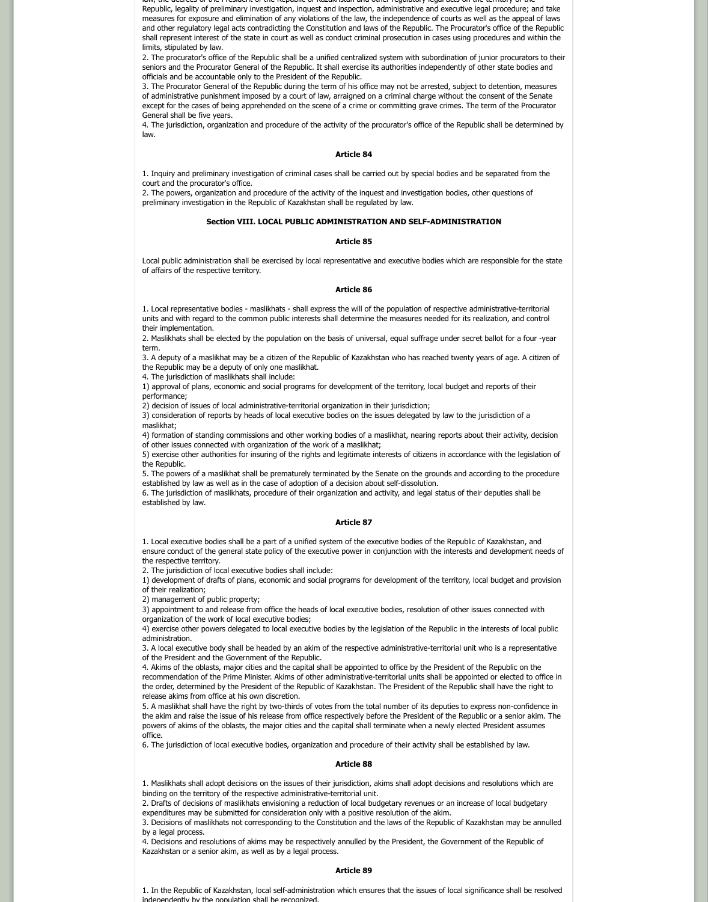law, the decrees of the President of the Republic of Kazakhstan and other regulatory legal acts on the territory of the Republic, legality of preliminary investigation, inquest and inspection, administrative and executive legal procedure; and take measures for exposure and elimination of any violations of the law, the independence of courts as well as the appeal of laws and other regulatory legal acts contradicting the Constitution and laws of the Republic. The Procurator's office of the Republic shall represent interest of the state in court as well as conduct criminal prosecution in cases using procedures and within the limits, stipulated by law.

2. The procurator's office of the Republic shall be a unified centralized system with subordination of junior procurators to their seniors and the Procurator General of the Republic. It shall exercise its authorities independently of other state bodies and officials and be accountable only to the President of the Republic.

3. The Procurator General of the Republic during the term of his office may not be arrested, subject to detention, measures of administrative punishment imposed by a court of law, arraigned on a criminal charge without the consent of the Senate except for the cases of being apprehended on the scene of a crime or committing grave crimes. The term of the Procurator General shall be five years.

4. The jurisdiction, organization and procedure of the activity of the procurator's office of the Republic shall be determined by law.

### Article 84

1. Inquiry and preliminary investigation of criminal cases shall be carried out by special bodies and be separated from the court and the procurator's office.

2. The powers, organization and procedure of the activity of the inquest and investigation bodies, other questions of preliminary investigation in the Republic of Kazakhstan shall be regulated by law.

## Section VIII. LOCAL PUBLIC ADMINISTRATION AND SELF-ADMINISTRATION

### Article 85

Local public administration shall be exercised by local representative and executive bodies which are responsible for the state of affairs of the respective territory.

### Article 86

1. Local representative bodies - maslikhats - shall express the will of the population of respective administrative-territorial units and with regard to the common public interests shall determine the measures needed for its realization, and control their implementation.

2. Maslikhats shall be elected by the population on the basis of universal, equal suffrage under secret ballot for a four -year term.

3. A deputy of a maslikhat may be a citizen of the Republic of Kazakhstan who has reached twenty years of age. A citizen of the Republic may be a deputy of only one maslikhat.

4. The jurisdiction of maslikhats shall include:

1) approval of plans, economic and social programs for development of the territory, local budget and reports of their performance;

2) decision of issues of local administrative-territorial organization in their jurisdiction;

3) consideration of reports by heads of local executive bodies on the issues delegated by law to the jurisdiction of a maslikhat;

4) formation of standing commissions and other working bodies of a maslikhat, nearing reports about their activity, decision of other issues connected with organization of the work of a maslikhat;

5) exercise other authorities for insuring of the rights and legitimate interests of citizens in accordance with the legislation of the Republic.

5. The powers of a maslikhat shall be prematurely terminated by the Senate on the grounds and according to the procedure established by law as well as in the case of adoption of a decision about self-dissolution.

6. The jurisdiction of maslikhats, procedure of their organization and activity, and legal status of their deputies shall be established by law.

### Article 87

1. Local executive bodies shall be a part of a unified system of the executive bodies of the Republic of Kazakhstan, and ensure conduct of the general state policy of the executive power in conjunction with the interests and development needs of the respective territory.

2. The jurisdiction of local executive bodies shall include:

1) development of drafts of plans, economic and social programs for development of the territory, local budget and provision of their realization;

2) management of public property;

3) appointment to and release from office the heads of local executive bodies, resolution of other issues connected with organization of the work of local executive bodies;

4) exercise other powers delegated to local executive bodies by the legislation of the Republic in the interests of local public administration.

3. A local executive body shall be headed by an akim of the respective administrative-territorial unit who is a representative of the President and the Government of the Republic.

4. Akims of the oblasts, major cities and the capital shall be appointed to office by the President of the Republic on the recommendation of the Prime Minister. Akims of other administrative-territorial units shall be appointed or elected to office in the order, determined by the President of the Republic of Kazakhstan. The President of the Republic shall have the right to release akims from office at his own discretion.

5. A maslikhat shall have the right by two-thirds of votes from the total number of its deputies to express non-confidence in the akim and raise the issue of his release from office respectively before the President of the Republic or a senior akim. The powers of akims of the oblasts, the major cities and the capital shall terminate when a newly elected President assumes office.

6. The jurisdiction of local executive bodies, organization and procedure of their activity shall be established by law.

### Article 88

1. Maslikhats shall adopt decisions on the issues of their jurisdiction, akims shall adopt decisions and resolutions which are binding on the territory of the respective administrative-territorial unit.

2. Drafts of decisions of maslikhats envisioning a reduction of local budgetary revenues or an increase of local budgetary expenditures may be submitted for consideration only with a positive resolution of the akim.

3. Decisions of maslikhats not corresponding to the Constitution and the laws of the Republic of Kazakhstan may be annulled by a legal process.

4. Decisions and resolutions of akims may be respectively annulled by the President, the Government of the Republic of Kazakhstan or a senior akim, as well as by a legal process.

### Article 89

1. In the Republic of Kazakhstan, local self-administration which ensures that the issues of local significance shall be resolved independently by the population shall be recognized.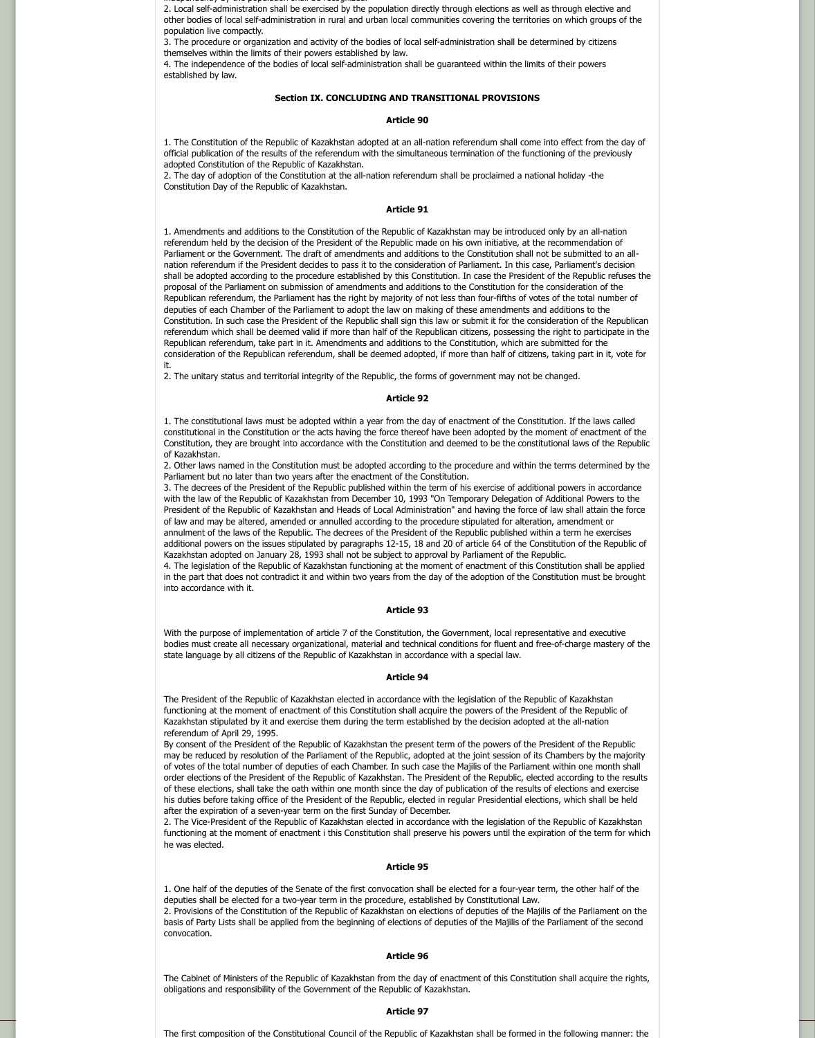2. Local self-administration shall be exercised by the population directly through elections as well as through elective and other bodies of local self-administration in rural and urban local communities covering the territories on which groups of the population live compactly.
3. The procedure or organization and activity of the bodies of local self-administration shall be determined by citizens themselves within the limits of their powers established by law.
4. The independence of the bodies of local self-administration shall be guaranteed within the limits of their powers established by law.

### Section IX. CONCLUDING AND TRANSITIONAL PROVISIONS

#### Article 90

1. The Constitution of the Republic of Kazakhstan adopted at an all-nation referendum shall come into effect from the day of official publication of the results of the referendum with the simultaneous termination of the functioning of the previously adopted Constitution of the Republic of Kazakhstan.
2. The day of adoption of the Constitution at the all-nation referendum shall be proclaimed a national holiday -the Constitution Day of the Republic of Kazakhstan.

#### Article 91

1. Amendments and additions to the Constitution of the Republic of Kazakhstan may be introduced only by an all-nation referendum held by the decision of the President of the Republic made on his own initiative, at the recommendation of Parliament or the Government. The draft of amendments and additions to the Constitution shall not be submitted to an all-nation referendum if the President decides to pass it to the consideration of Parliament. In this case, Parliament's decision shall be adopted according to the procedure established by this Constitution. In case the President of the Republic refuses the proposal of the Parliament on submission of amendments and additions to the Constitution for the consideration of the Republican referendum, the Parliament has the right by majority of not less than four-fifths of votes of the total number of deputies of each Chamber of the Parliament to adopt the law on making of these amendments and additions to the Constitution. In such case the President of the Republic shall sign this law or submit it for the consideration of the Republican referendum which shall be deemed valid if more than half of the Republican citizens, possessing the right to participate in the Republican referendum, take part in it. Amendments and additions to the Constitution, which are submitted for the consideration of the Republican referendum, shall be deemed adopted, if more than half of citizens, taking part in it, vote for it.
2. The unitary status and territorial integrity of the Republic, the forms of government may not be changed.

#### Article 92

1. The constitutional laws must be adopted within a year from the day of enactment of the Constitution. If the laws called constitutional in the Constitution or the acts having the force thereof have been adopted by the moment of enactment of the Constitution, they are brought into accordance with the Constitution and deemed to be the constitutional laws of the Republic of Kazakhstan.
2. Other laws named in the Constitution must be adopted according to the procedure and within the terms determined by the Parliament but no later than two years after the enactment of the Constitution.
3. The decrees of the President of the Republic published within the term of his exercise of additional powers in accordance with the law of the Republic of Kazakhstan from December 10, 1993 "On Temporary Delegation of Additional Powers to the President of the Republic of Kazakhstan and Heads of Local Administration" and having the force of law shall attain the force of law and may be altered, amended or annulled according to the procedure stipulated for alteration, amendment or annulment of the laws of the Republic. The decrees of the President of the Republic published within a term he exercises additional powers on the issues stipulated by paragraphs 12-15, 18 and 20 of article 64 of the Constitution of the Republic of Kazakhstan adopted on January 28, 1993 shall not be subject to approval by Parliament of the Republic.
4. The legislation of the Republic of Kazakhstan functioning at the moment of enactment of this Constitution shall be applied in the part that does not contradict it and within two years from the day of the adoption of the Constitution must be brought into accordance with it.

#### Article 93

With the purpose of implementation of article 7 of the Constitution, the Government, local representative and executive bodies must create all necessary organizational, material and technical conditions for fluent and free-of-charge mastery of the state language by all citizens of the Republic of Kazakhstan in accordance with a special law.

#### Article 94

The President of the Republic of Kazakhstan elected in accordance with the legislation of the Republic of Kazakhstan functioning at the moment of enactment of this Constitution shall acquire the powers of the President of the Republic of Kazakhstan stipulated by it and exercise them during the term established by the decision adopted at the all-nation referendum of April 29, 1995.
By consent of the President of the Republic of Kazakhstan the present term of the powers of the President of the Republic may be reduced by resolution of the Parliament of the Republic, adopted at the joint session of its Chambers by the majority of votes of the total number of deputies of each Chamber. In such case the Majilis of the Parliament within one month shall order elections of the President of the Republic of Kazakhstan. The President of the Republic, elected according to the results of these elections, shall take the oath within one month since the day of publication of the results of elections and exercise his duties before taking office of the President of the Republic, elected in regular Presidential elections, which shall be held after the expiration of a seven-year term on the first Sunday of December.
2. The Vice-President of the Republic of Kazakhstan elected in accordance with the legislation of the Republic of Kazakhstan functioning at the moment of enactment i this Constitution shall preserve his powers until the expiration of the term for which he was elected.

#### Article 95

1. One half of the deputies of the Senate of the first convocation shall be elected for a four-year term, the other half of the deputies shall be elected for a two-year term in the procedure, established by Constitutional Law.
2. Provisions of the Constitution of the Republic of Kazakhstan on elections of deputies of the Majilis of the Parliament on the basis of Party Lists shall be applied from the beginning of elections of deputies of the Majilis of the Parliament of the second convocation.

#### Article 96

The Cabinet of Ministers of the Republic of Kazakhstan from the day of enactment of this Constitution shall acquire the rights, obligations and responsibility of the Government of the Republic of Kazakhstan.

#### Article 97

The first composition of the Constitutional Council of the Republic of Kazakhstan shall be formed in the following manner: the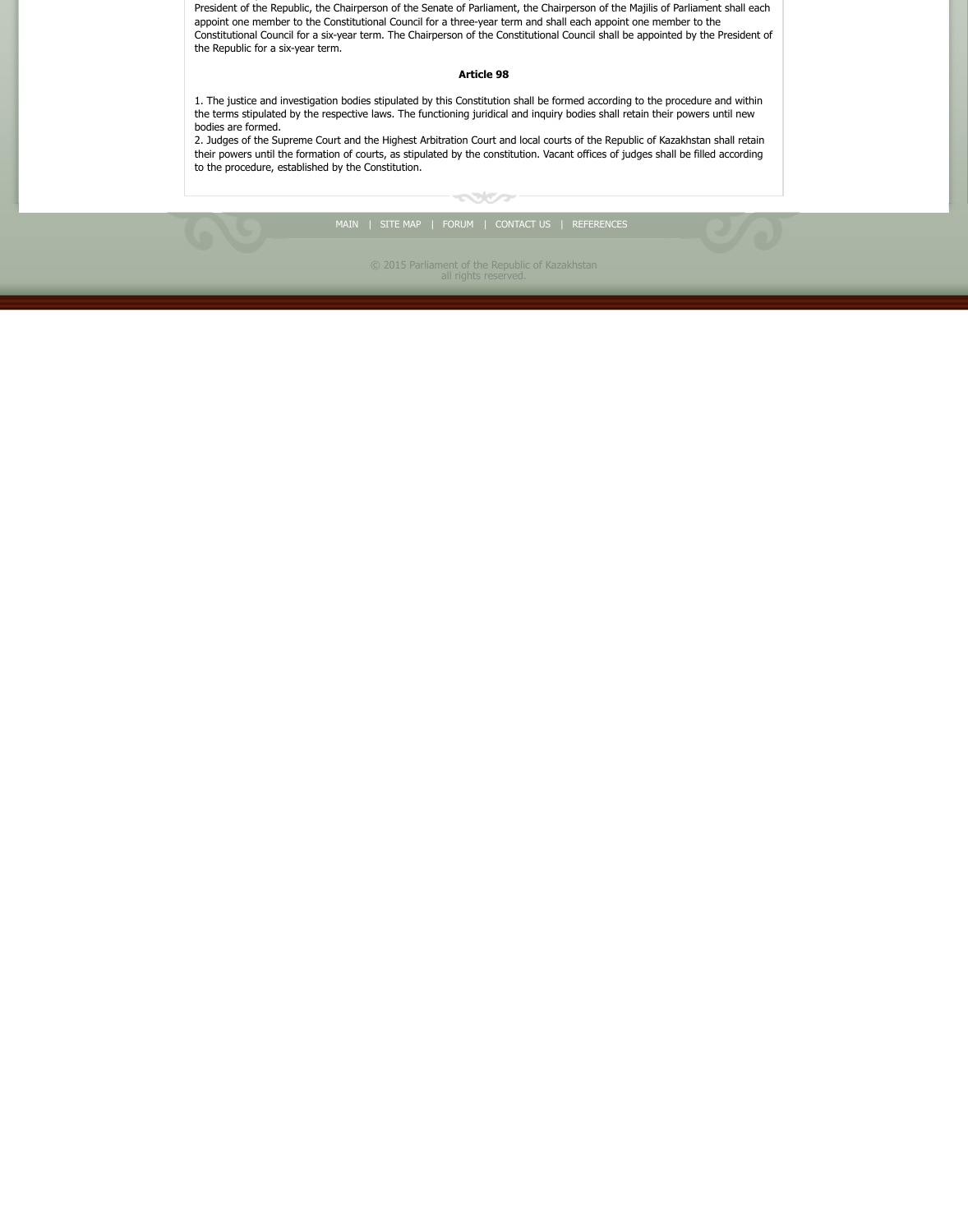President of the Republic, the Chairperson of the Senate of Parliament, the Chairperson of the Majilis of Parliament shall each appoint one member to the Constitutional Council for a three-year term and shall each appoint one member to the Constitutional Council for a six-year term. The Chairperson of the Constitutional Council shall be appointed by the President of the Republic for a six-year term.

**Article 98**

1. The justice and investigation bodies stipulated by this Constitution shall be formed according to the procedure and within the terms stipulated by the respective laws. The functioning juridical and inquiry bodies shall retain their powers until new bodies are formed.
2. Judges of the Supreme Court and the Highest Arbitration Court and local courts of the Republic of Kazakhstan shall retain their powers until the formation of courts, as stipulated by the constitution. Vacant offices of judges shall be filled according to the procedure, established by the Constitution.

MAIN | SITE MAP | FORUM | CONTACT US | REFERENCES

© 2015 Parliament of the Republic of Kazakhstan
all rights reserved.